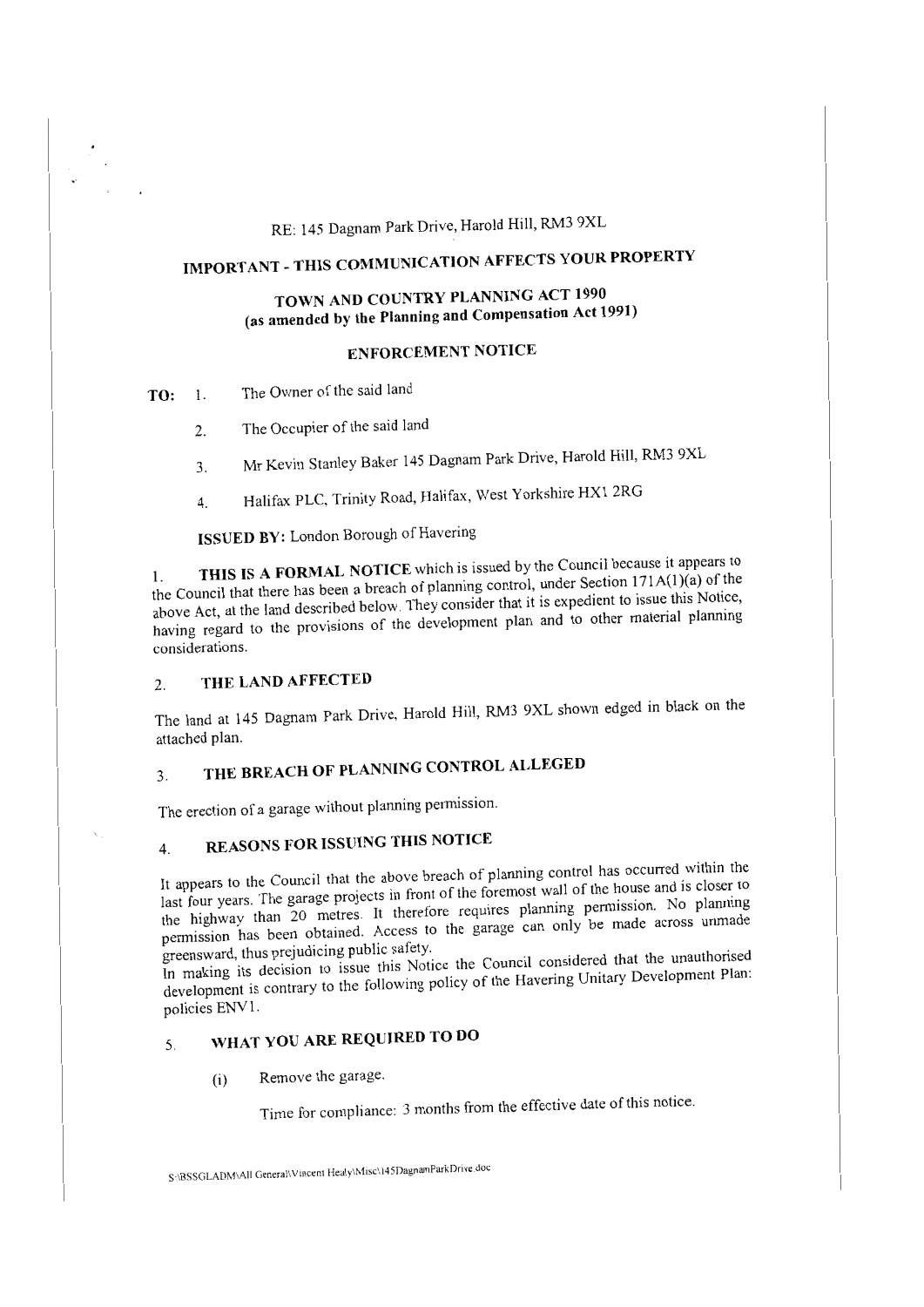RE: 145 Dagnam Park Drive, Harold Hill, RM3 9XL

# IMPORTANT - THIS COMMUNICATION AFFECTS YOUR PROPERTY

## TOWN AND COUNTRY PLANNING ACT 1990
## (as amended by the Planning and Compensation Act 1991)

## ENFORCEMENT NOTICE

**TO:**
1. The Owner of the said land
2. The Occupier of the said land
3. Mr Kevin Stanley Baker 145 Dagnam Park Drive, Harold Hill, RM3 9XL
4. Halifax PLC, Trinity Road, Halifax, West Yorkshire HX1 2RG

**ISSUED BY:** London Borough of Havering

1. **THIS IS A FORMAL NOTICE** which is issued by the Council because it appears to the Council that there has been a breach of planning control, under Section 171A(1)(a) of the above Act, at the land described below. They consider that it is expedient to issue this Notice, having regard to the provisions of the development plan and to other material planning considerations.

### 2. THE LAND AFFECTED

The land at 145 Dagnam Park Drive, Harold Hill, RM3 9XL shown edged in black on the attached plan.

### 3. THE BREACH OF PLANNING CONTROL ALLEGED

The erection of a garage without planning permission.

### 4. REASONS FOR ISSUING THIS NOTICE

It appears to the Council that the above breach of planning control has occurred within the last four years. The garage projects in front of the foremost wall of the house and is closer to the highway than 20 metres. It therefore requires planning permission. No planning permission has been obtained. Access to the garage can only be made across unmade greensward, thus prejudicing public safety.
In making its decision to issue this Notice the Council considered that the unauthorised development is contrary to the following policy of the Havering Unitary Development Plan: policies ENV1.

### 5. WHAT YOU ARE REQUIRED TO DO

(i) Remove the garage.

Time for compliance: 3 months from the effective date of this notice.

S:\BSSGLADM\All General\Vincent Healy\Misc\145DagnamParkDrive.doc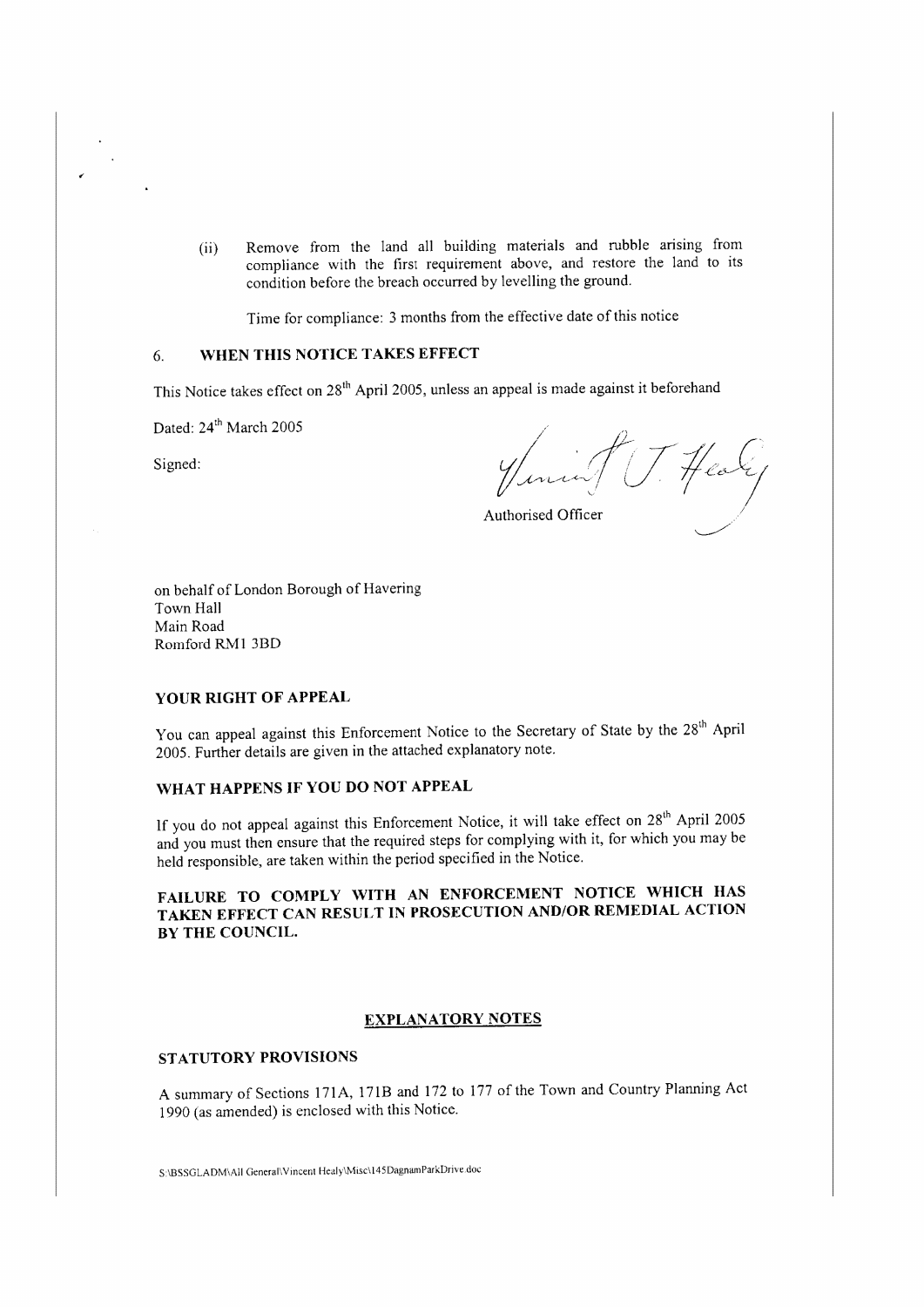(ii) Remove from the land all building materials and rubble arising from compliance with the first requirement above, and restore the land to its condition before the breach occurred by levelling the ground.

Time for compliance: 3 months from the effective date of this notice

## 6. WHEN THIS NOTICE TAKES EFFECT

This Notice takes effect on 28th April 2005, unless an appeal is made against it beforehand

Dated: 24th March 2005

Signed: Vincent J. Healy

Authorised Officer

on behalf of London Borough of Havering
Town Hall
Main Road
Romford RM1 3BD

## YOUR RIGHT OF APPEAL

You can appeal against this Enforcement Notice to the Secretary of State by the 28th April 2005. Further details are given in the attached explanatory note.

## WHAT HAPPENS IF YOU DO NOT APPEAL

If you do not appeal against this Enforcement Notice, it will take effect on 28th April 2005 and you must then ensure that the required steps for complying with it, for which you may be held responsible, are taken within the period specified in the Notice.

**FAILURE TO COMPLY WITH AN ENFORCEMENT NOTICE WHICH HAS TAKEN EFFECT CAN RESULT IN PROSECUTION AND/OR REMEDIAL ACTION BY THE COUNCIL.**

## EXPLANATORY NOTES

### STATUTORY PROVISIONS

A summary of Sections 171A, 171B and 172 to 177 of the Town and Country Planning Act 1990 (as amended) is enclosed with this Notice.

S:\BSSGLADM\All General\Vincent Healy\Misc\145DagnamParkDrive.doc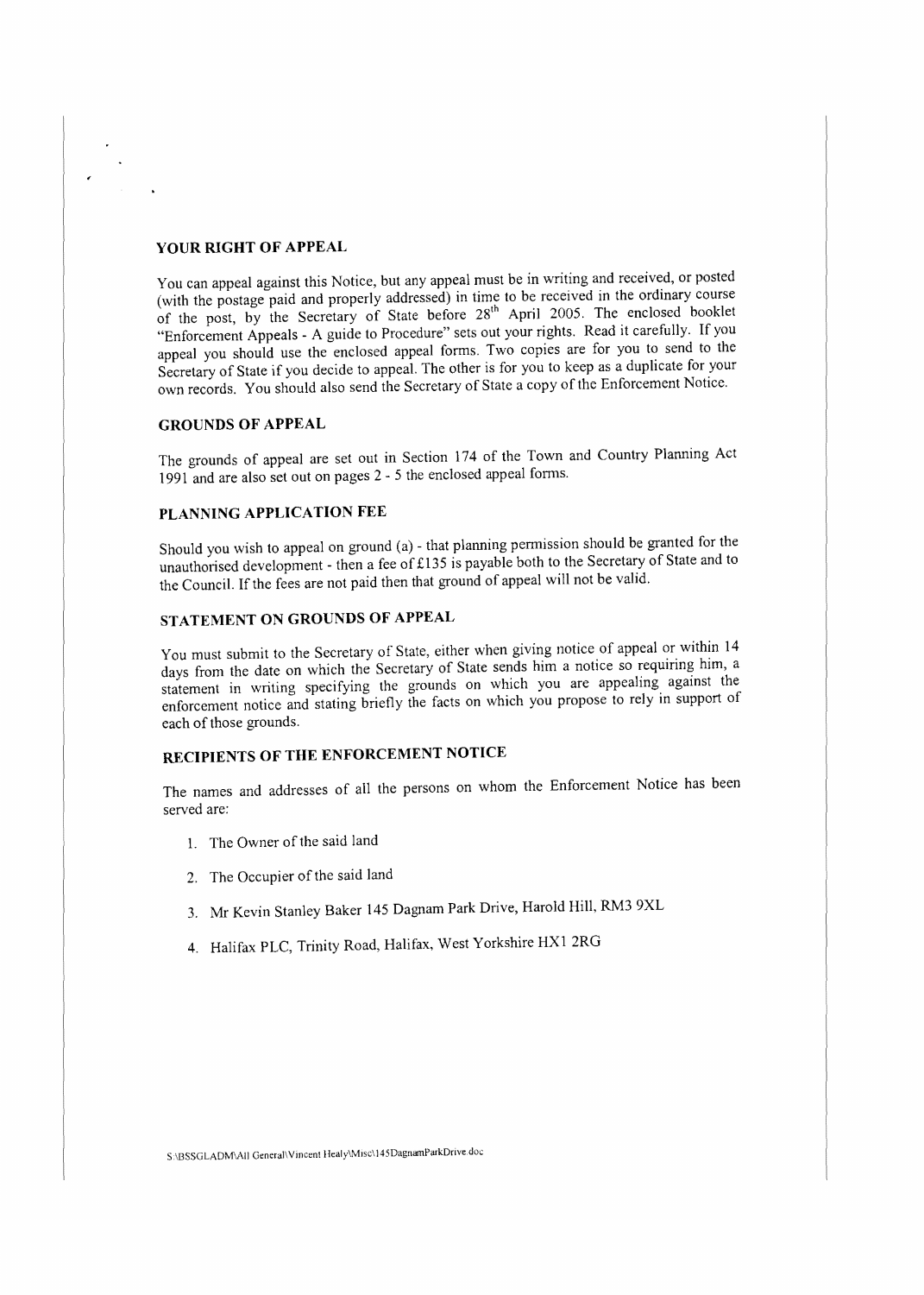## YOUR RIGHT OF APPEAL

You can appeal against this Notice, but any appeal must be in writing and received, or posted (with the postage paid and properly addressed) in time to be received in the ordinary course of the post, by the Secretary of State before 28th April 2005. The enclosed booklet "Enforcement Appeals - A guide to Procedure" sets out your rights. Read it carefully. If you appeal you should use the enclosed appeal forms. Two copies are for you to send to the Secretary of State if you decide to appeal. The other is for you to keep as a duplicate for your own records. You should also send the Secretary of State a copy of the Enforcement Notice.

## GROUNDS OF APPEAL

The grounds of appeal are set out in Section 174 of the Town and Country Planning Act 1991 and are also set out on pages 2 - 5 the enclosed appeal forms.

## PLANNING APPLICATION FEE

Should you wish to appeal on ground (a) - that planning permission should be granted for the unauthorised development - then a fee of £135 is payable both to the Secretary of State and to the Council. If the fees are not paid then that ground of appeal will not be valid.

## STATEMENT ON GROUNDS OF APPEAL

You must submit to the Secretary of State, either when giving notice of appeal or within 14 days from the date on which the Secretary of State sends him a notice so requiring him, a statement in writing specifying the grounds on which you are appealing against the enforcement notice and stating briefly the facts on which you propose to rely in support of each of those grounds.

## RECIPIENTS OF THE ENFORCEMENT NOTICE

The names and addresses of all the persons on whom the Enforcement Notice has been served are:

1. The Owner of the said land
2. The Occupier of the said land
3. Mr Kevin Stanley Baker 145 Dagnam Park Drive, Harold Hill, RM3 9XL
4. Halifax PLC, Trinity Road, Halifax, West Yorkshire HX1 2RG

S:\BSSGLADM\All General\Vincent Healy\Misc\145DagnamParkDrive.doc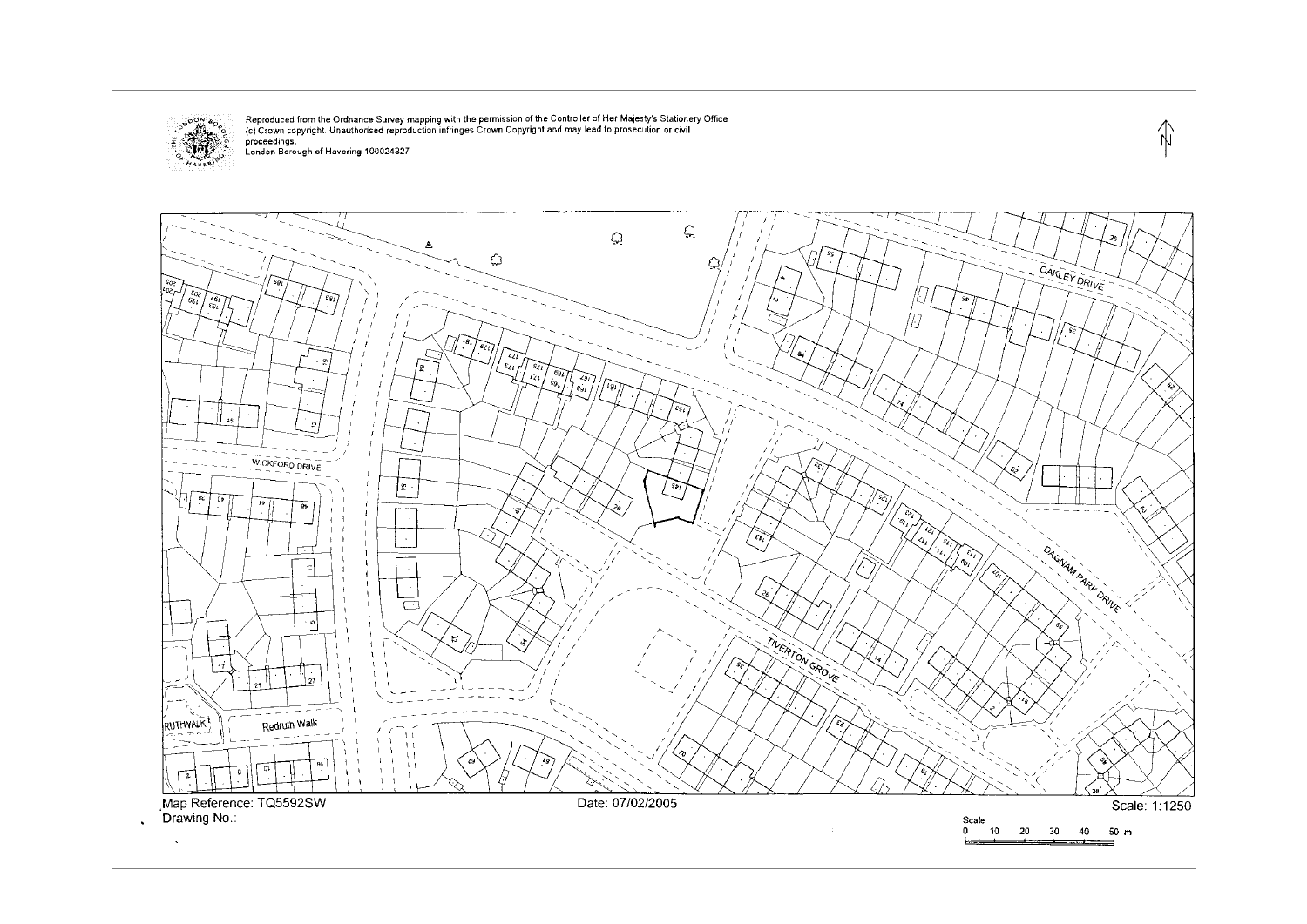Reproduced from the Ordnance Survey mapping with the permission of the Controller of Her Majesty's Stationery Office (c) Crown copyright. Unauthorised reproduction infringes Crown Copyright and may lead to prosecution or civil proceedings.
London Borough of Havering 100024327

OAKLEY DRIVE

WICKFORD DRIVE

DAGNAM PARK DRIVE

TIVERTON GROVE

RUTHWALK

Redruth Walk

Map Reference: TQ5592SW

Drawing No.:

Date: 07/02/2005

Scale: 1:1250

Scale
0 10 20 30 40 50 m